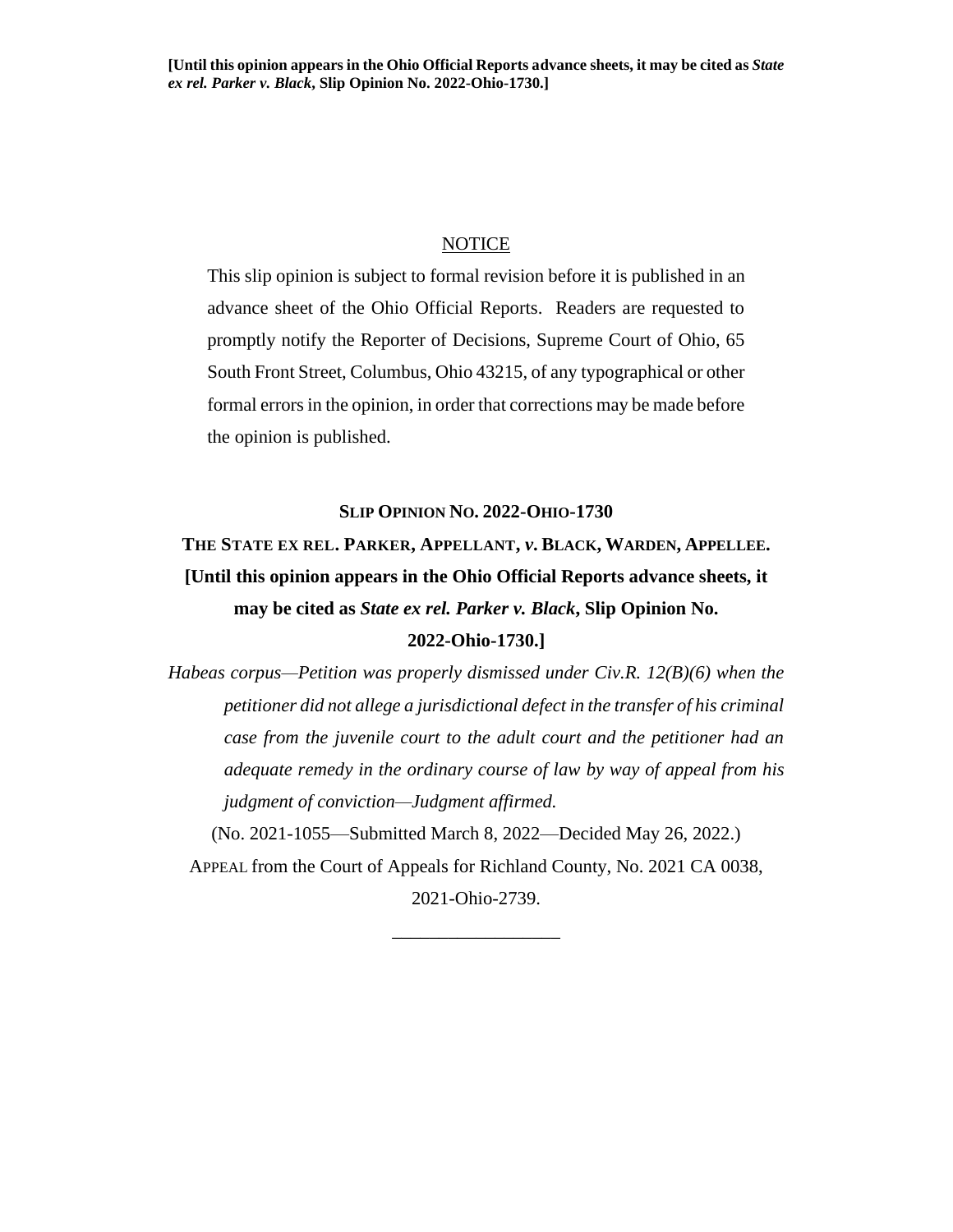**[Until this opinion appears in the Ohio Official Reports advance sheets, it may be cited as *State ex rel. Parker v. Black*, Slip Opinion No. 2022-Ohio-1730.]**

NOTICE

This slip opinion is subject to formal revision before it is published in an advance sheet of the Ohio Official Reports. Readers are requested to promptly notify the Reporter of Decisions, Supreme Court of Ohio, 65 South Front Street, Columbus, Ohio 43215, of any typographical or other formal errors in the opinion, in order that corrections may be made before the opinion is published.

**SLIP OPINION NO. 2022-OHIO-1730**

**THE STATE EX REL. PARKER, APPELLANT, *v.* BLACK, WARDEN, APPELLEE.**

**[Until this opinion appears in the Ohio Official Reports advance sheets, it may be cited as *State ex rel. Parker v. Black*, Slip Opinion No. 2022-Ohio-1730.]**

*Habeas corpus—Petition was properly dismissed under Civ.R. 12(B)(6) when the petitioner did not allege a jurisdictional defect in the transfer of his criminal case from the juvenile court to the adult court and the petitioner had an adequate remedy in the ordinary course of law by way of appeal from his judgment of conviction—Judgment affirmed.*

(No. 2021-1055—Submitted March 8, 2022—Decided May 26, 2022.)

APPEAL from the Court of Appeals for Richland County, No. 2021 CA 0038, 2021-Ohio-2739.

\_\_\_\_\_\_\_\_\_\_\_\_\_\_\_\_\_\_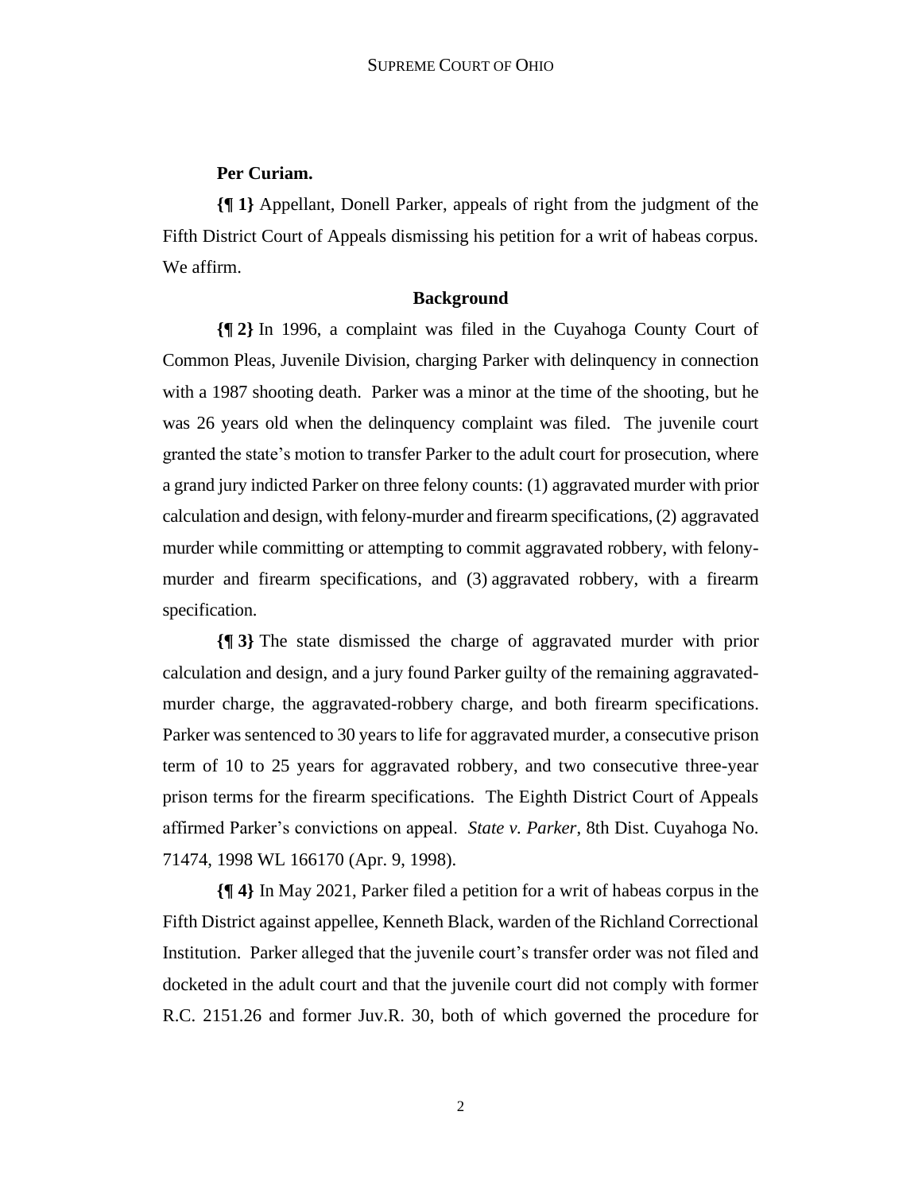**Per Curiam.**

**{¶ 1}** Appellant, Donell Parker, appeals of right from the judgment of the Fifth District Court of Appeals dismissing his petition for a writ of habeas corpus. We affirm.

## Background

**{¶ 2}** In 1996, a complaint was filed in the Cuyahoga County Court of Common Pleas, Juvenile Division, charging Parker with delinquency in connection with a 1987 shooting death. Parker was a minor at the time of the shooting, but he was 26 years old when the delinquency complaint was filed. The juvenile court granted the state's motion to transfer Parker to the adult court for prosecution, where a grand jury indicted Parker on three felony counts: (1) aggravated murder with prior calculation and design, with felony-murder and firearm specifications, (2) aggravated murder while committing or attempting to commit aggravated robbery, with felony-murder and firearm specifications, and (3) aggravated robbery, with a firearm specification.

**{¶ 3}** The state dismissed the charge of aggravated murder with prior calculation and design, and a jury found Parker guilty of the remaining aggravated-murder charge, the aggravated-robbery charge, and both firearm specifications. Parker was sentenced to 30 years to life for aggravated murder, a consecutive prison term of 10 to 25 years for aggravated robbery, and two consecutive three-year prison terms for the firearm specifications. The Eighth District Court of Appeals affirmed Parker's convictions on appeal. *State v. Parker*, 8th Dist. Cuyahoga No. 71474, 1998 WL 166170 (Apr. 9, 1998).

**{¶ 4}** In May 2021, Parker filed a petition for a writ of habeas corpus in the Fifth District against appellee, Kenneth Black, warden of the Richland Correctional Institution. Parker alleged that the juvenile court's transfer order was not filed and docketed in the adult court and that the juvenile court did not comply with former R.C. 2151.26 and former Juv.R. 30, both of which governed the procedure for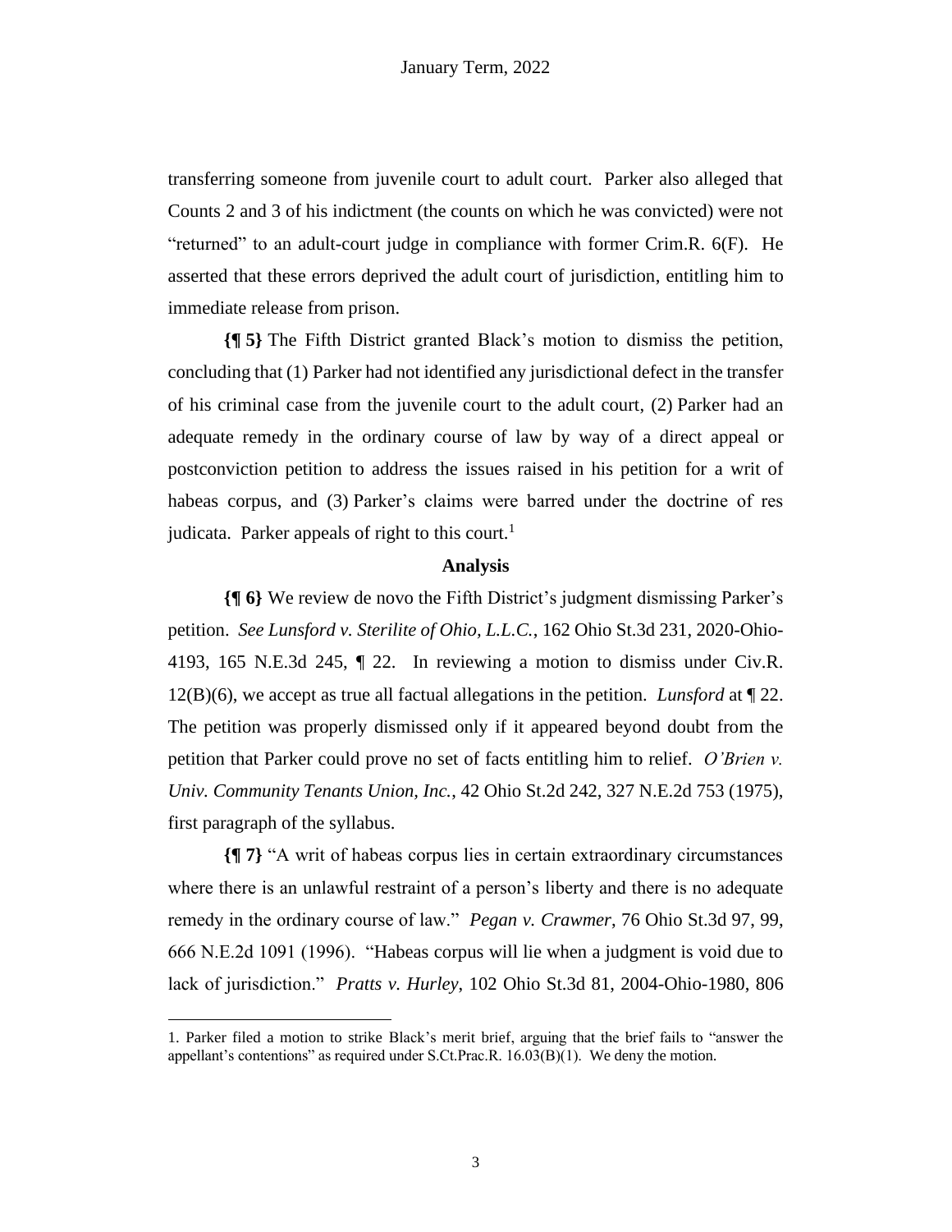transferring someone from juvenile court to adult court. Parker also alleged that Counts 2 and 3 of his indictment (the counts on which he was convicted) were not "returned" to an adult-court judge in compliance with former Crim.R. 6(F). He asserted that these errors deprived the adult court of jurisdiction, entitling him to immediate release from prison.

**{¶ 5}** The Fifth District granted Black's motion to dismiss the petition, concluding that (1) Parker had not identified any jurisdictional defect in the transfer of his criminal case from the juvenile court to the adult court, (2) Parker had an adequate remedy in the ordinary course of law by way of a direct appeal or postconviction petition to address the issues raised in his petition for a writ of habeas corpus, and (3) Parker's claims were barred under the doctrine of res judicata. Parker appeals of right to this court.[1]

**Analysis**

**{¶ 6}** We review de novo the Fifth District's judgment dismissing Parker's petition. *See Lunsford v. Sterilite of Ohio, L.L.C.*, 162 Ohio St.3d 231, 2020-Ohio-4193, 165 N.E.3d 245, ¶ 22. In reviewing a motion to dismiss under Civ.R. 12(B)(6), we accept as true all factual allegations in the petition. *Lunsford* at ¶ 22. The petition was properly dismissed only if it appeared beyond doubt from the petition that Parker could prove no set of facts entitling him to relief. *O'Brien v. Univ. Community Tenants Union, Inc.*, 42 Ohio St.2d 242, 327 N.E.2d 753 (1975), first paragraph of the syllabus.

**{¶ 7}** "A writ of habeas corpus lies in certain extraordinary circumstances where there is an unlawful restraint of a person's liberty and there is no adequate remedy in the ordinary course of law." *Pegan v. Crawmer*, 76 Ohio St.3d 97, 99, 666 N.E.2d 1091 (1996). "Habeas corpus will lie when a judgment is void due to lack of jurisdiction." *Pratts v. Hurley*, 102 Ohio St.3d 81, 2004-Ohio-1980, 806

---

1. Parker filed a motion to strike Black's merit brief, arguing that the brief fails to "answer the appellant's contentions" as required under S.Ct.Prac.R. 16.03(B)(1). We deny the motion.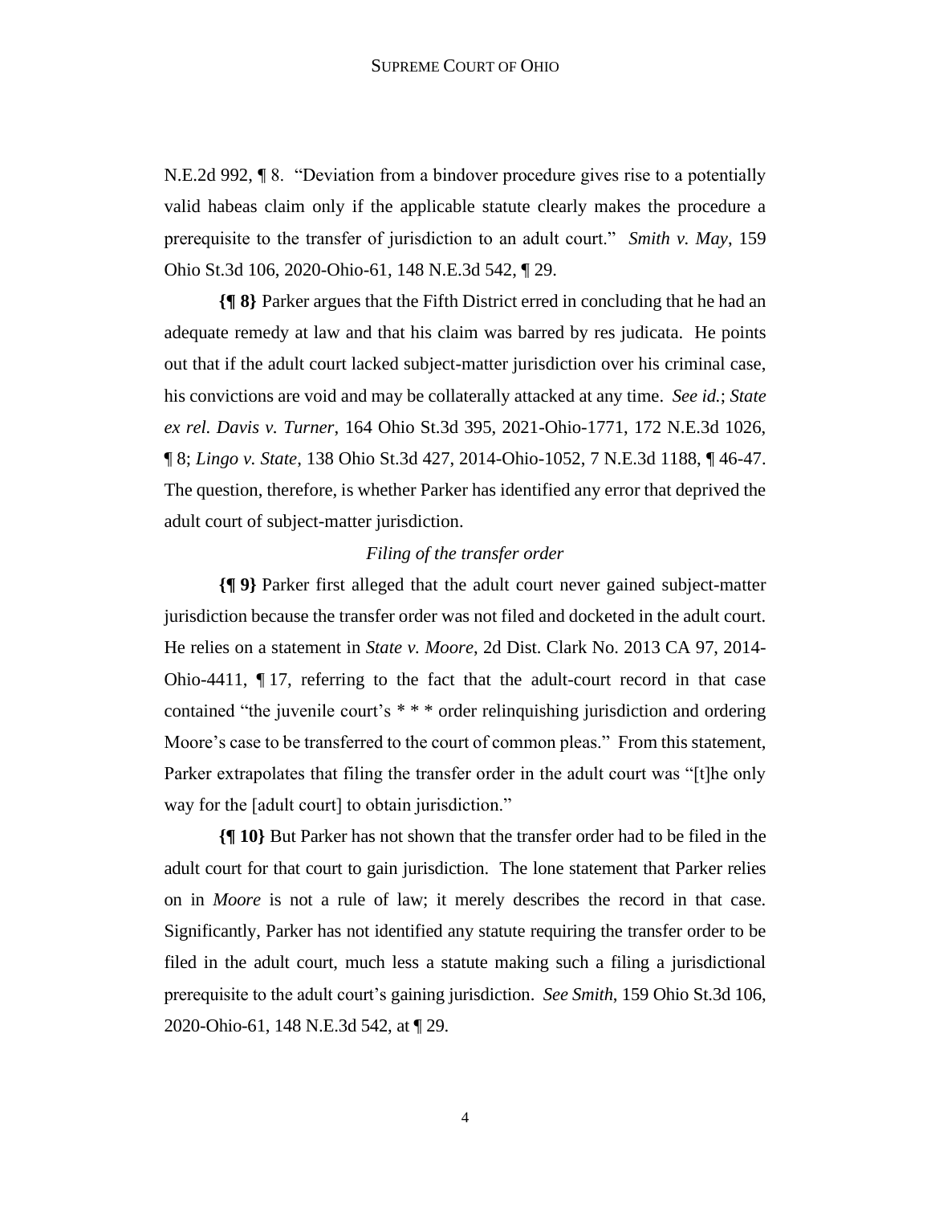N.E.2d 992, ¶ 8. "Deviation from a bindover procedure gives rise to a potentially valid habeas claim only if the applicable statute clearly makes the procedure a prerequisite to the transfer of jurisdiction to an adult court." *Smith v. May*, 159 Ohio St.3d 106, 2020-Ohio-61, 148 N.E.3d 542, ¶ 29.

**{¶ 8}** Parker argues that the Fifth District erred in concluding that he had an adequate remedy at law and that his claim was barred by res judicata. He points out that if the adult court lacked subject-matter jurisdiction over his criminal case, his convictions are void and may be collaterally attacked at any time. *See id.*; *State ex rel. Davis v. Turner*, 164 Ohio St.3d 395, 2021-Ohio-1771, 172 N.E.3d 1026, ¶ 8; *Lingo v. State*, 138 Ohio St.3d 427, 2014-Ohio-1052, 7 N.E.3d 1188, ¶ 46-47. The question, therefore, is whether Parker has identified any error that deprived the adult court of subject-matter jurisdiction.

*Filing of the transfer order*

**{¶ 9}** Parker first alleged that the adult court never gained subject-matter jurisdiction because the transfer order was not filed and docketed in the adult court. He relies on a statement in *State v. Moore*, 2d Dist. Clark No. 2013 CA 97, 2014-Ohio-4411, ¶ 17, referring to the fact that the adult-court record in that case contained "the juvenile court's * * * order relinquishing jurisdiction and ordering Moore's case to be transferred to the court of common pleas." From this statement, Parker extrapolates that filing the transfer order in the adult court was "[t]he only way for the [adult court] to obtain jurisdiction."

**{¶ 10}** But Parker has not shown that the transfer order had to be filed in the adult court for that court to gain jurisdiction. The lone statement that Parker relies on in *Moore* is not a rule of law; it merely describes the record in that case. Significantly, Parker has not identified any statute requiring the transfer order to be filed in the adult court, much less a statute making such a filing a jurisdictional prerequisite to the adult court's gaining jurisdiction. *See Smith*, 159 Ohio St.3d 106, 2020-Ohio-61, 148 N.E.3d 542, at ¶ 29.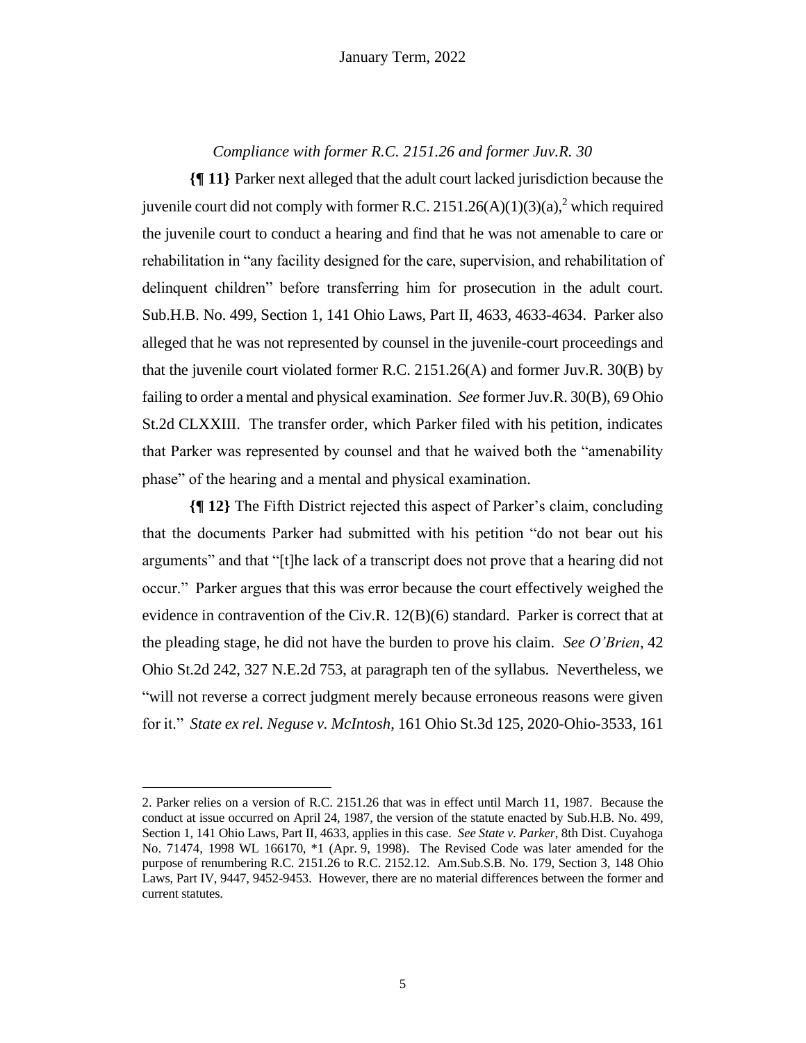*Compliance with former R.C. 2151.26 and former Juv.R. 30*

**{¶ 11}** Parker next alleged that the adult court lacked jurisdiction because the juvenile court did not comply with former R.C. 2151.26(A)(1)(3)(a),[2] which required the juvenile court to conduct a hearing and find that he was not amenable to care or rehabilitation in "any facility designed for the care, supervision, and rehabilitation of delinquent children" before transferring him for prosecution in the adult court. Sub.H.B. No. 499, Section 1, 141 Ohio Laws, Part II, 4633, 4633-4634. Parker also alleged that he was not represented by counsel in the juvenile-court proceedings and that the juvenile court violated former R.C. 2151.26(A) and former Juv.R. 30(B) by failing to order a mental and physical examination. *See* former Juv.R. 30(B), 69 Ohio St.2d CLXXIII. The transfer order, which Parker filed with his petition, indicates that Parker was represented by counsel and that he waived both the "amenability phase" of the hearing and a mental and physical examination.

**{¶ 12}** The Fifth District rejected this aspect of Parker's claim, concluding that the documents Parker had submitted with his petition "do not bear out his arguments" and that "[t]he lack of a transcript does not prove that a hearing did not occur." Parker argues that this was error because the court effectively weighed the evidence in contravention of the Civ.R. 12(B)(6) standard. Parker is correct that at the pleading stage, he did not have the burden to prove his claim. *See O'Brien*, 42 Ohio St.2d 242, 327 N.E.2d 753, at paragraph ten of the syllabus. Nevertheless, we "will not reverse a correct judgment merely because erroneous reasons were given for it." *State ex rel. Neguse v. McIntosh*, 161 Ohio St.3d 125, 2020-Ohio-3533, 161

---

2. Parker relies on a version of R.C. 2151.26 that was in effect until March 11, 1987. Because the conduct at issue occurred on April 24, 1987, the version of the statute enacted by Sub.H.B. No. 499, Section 1, 141 Ohio Laws, Part II, 4633, applies in this case. *See State v. Parker*, 8th Dist. Cuyahoga No. 71474, 1998 WL 166170, \*1 (Apr. 9, 1998). The Revised Code was later amended for the purpose of renumbering R.C. 2151.26 to R.C. 2152.12. Am.Sub.S.B. No. 179, Section 3, 148 Ohio Laws, Part IV, 9447, 9452-9453. However, there are no material differences between the former and current statutes.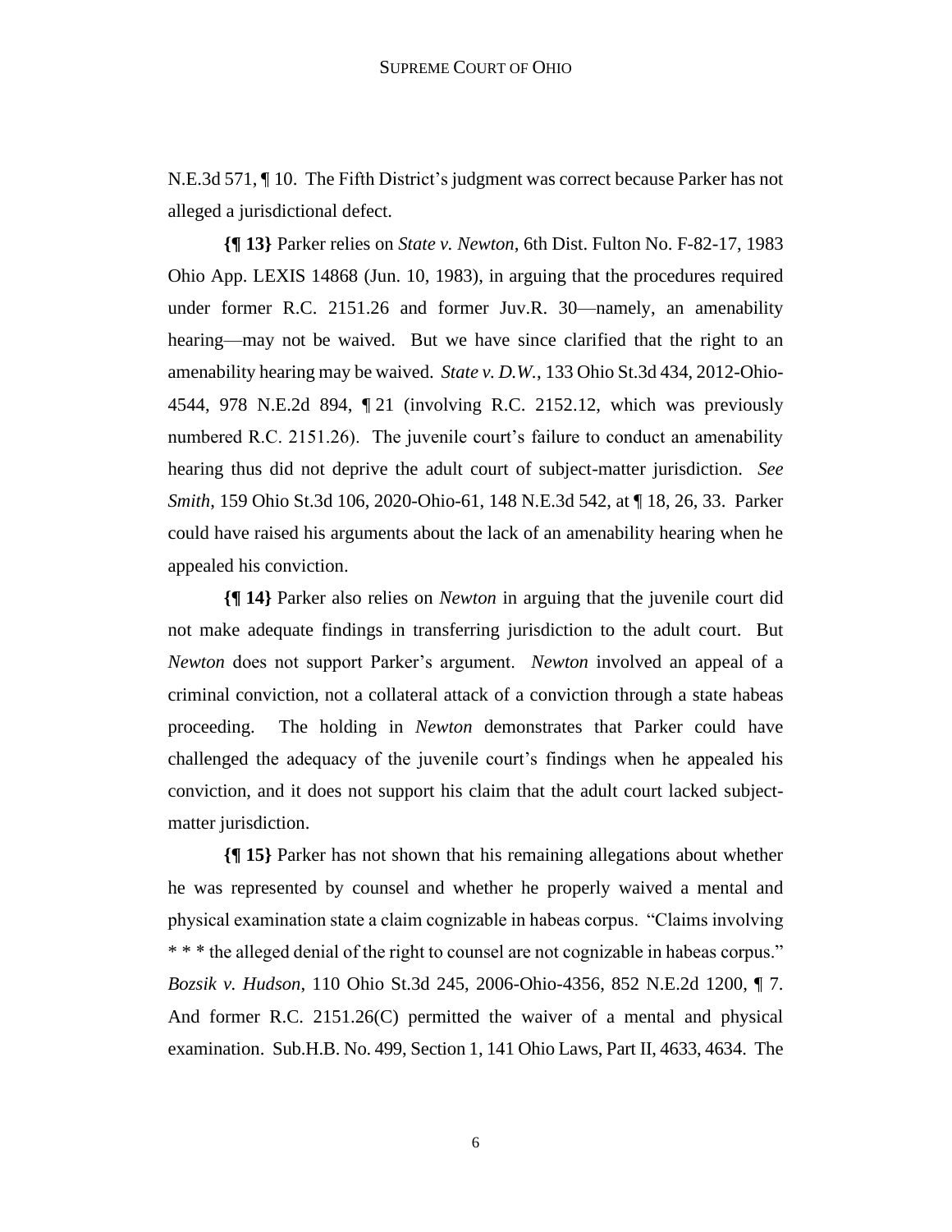N.E.3d 571, ¶ 10. The Fifth District's judgment was correct because Parker has not alleged a jurisdictional defect.

**{¶ 13}** Parker relies on *State v. Newton*, 6th Dist. Fulton No. F-82-17, 1983 Ohio App. LEXIS 14868 (Jun. 10, 1983), in arguing that the procedures required under former R.C. 2151.26 and former Juv.R. 30—namely, an amenability hearing—may not be waived. But we have since clarified that the right to an amenability hearing may be waived. *State v. D.W.*, 133 Ohio St.3d 434, 2012-Ohio-4544, 978 N.E.2d 894, ¶ 21 (involving R.C. 2152.12, which was previously numbered R.C. 2151.26). The juvenile court's failure to conduct an amenability hearing thus did not deprive the adult court of subject-matter jurisdiction. *See Smith*, 159 Ohio St.3d 106, 2020-Ohio-61, 148 N.E.3d 542, at ¶ 18, 26, 33. Parker could have raised his arguments about the lack of an amenability hearing when he appealed his conviction.

**{¶ 14}** Parker also relies on *Newton* in arguing that the juvenile court did not make adequate findings in transferring jurisdiction to the adult court. But *Newton* does not support Parker's argument. *Newton* involved an appeal of a criminal conviction, not a collateral attack of a conviction through a state habeas proceeding. The holding in *Newton* demonstrates that Parker could have challenged the adequacy of the juvenile court's findings when he appealed his conviction, and it does not support his claim that the adult court lacked subject-matter jurisdiction.

**{¶ 15}** Parker has not shown that his remaining allegations about whether he was represented by counsel and whether he properly waived a mental and physical examination state a claim cognizable in habeas corpus. "Claims involving * * * the alleged denial of the right to counsel are not cognizable in habeas corpus." *Bozsik v. Hudson*, 110 Ohio St.3d 245, 2006-Ohio-4356, 852 N.E.2d 1200, ¶ 7. And former R.C. 2151.26(C) permitted the waiver of a mental and physical examination. Sub.H.B. No. 499, Section 1, 141 Ohio Laws, Part II, 4633, 4634. The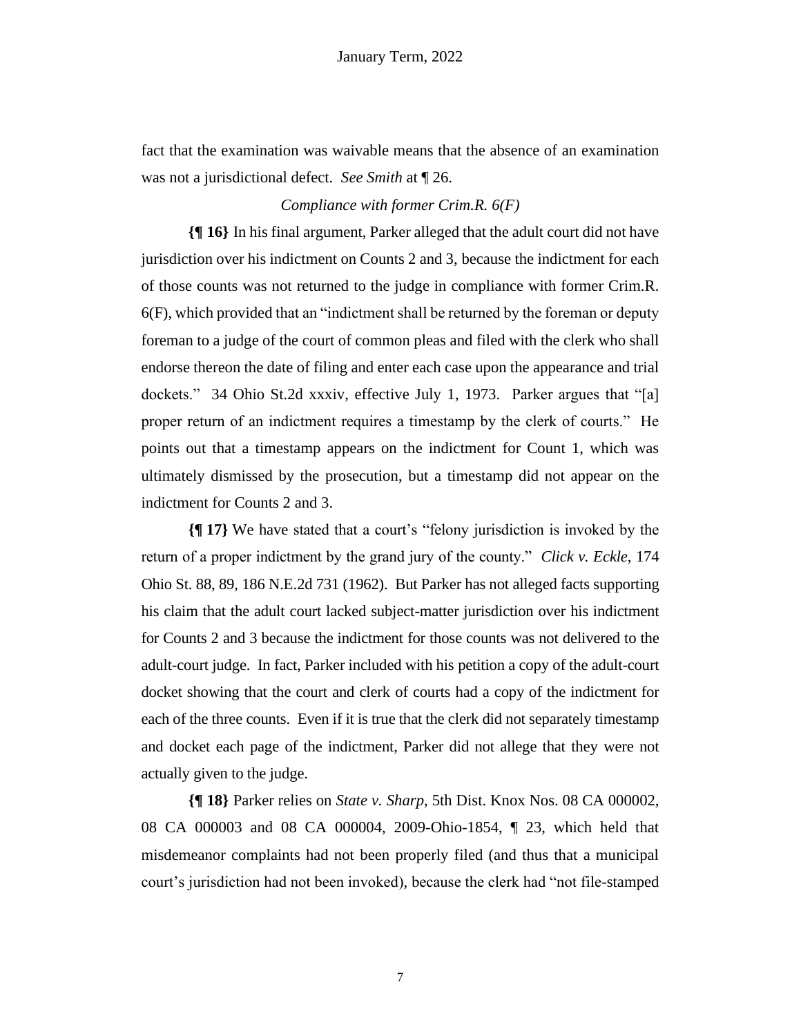fact that the examination was waivable means that the absence of an examination was not a jurisdictional defect. *See Smith* at ¶ 26.

*Compliance with former Crim.R. 6(F)*

**{¶ 16}** In his final argument, Parker alleged that the adult court did not have jurisdiction over his indictment on Counts 2 and 3, because the indictment for each of those counts was not returned to the judge in compliance with former Crim.R. 6(F), which provided that an "indictment shall be returned by the foreman or deputy foreman to a judge of the court of common pleas and filed with the clerk who shall endorse thereon the date of filing and enter each case upon the appearance and trial dockets." 34 Ohio St.2d xxxiv, effective July 1, 1973. Parker argues that "[a] proper return of an indictment requires a timestamp by the clerk of courts." He points out that a timestamp appears on the indictment for Count 1, which was ultimately dismissed by the prosecution, but a timestamp did not appear on the indictment for Counts 2 and 3.

**{¶ 17}** We have stated that a court's "felony jurisdiction is invoked by the return of a proper indictment by the grand jury of the county." *Click v. Eckle*, 174 Ohio St. 88, 89, 186 N.E.2d 731 (1962). But Parker has not alleged facts supporting his claim that the adult court lacked subject-matter jurisdiction over his indictment for Counts 2 and 3 because the indictment for those counts was not delivered to the adult-court judge. In fact, Parker included with his petition a copy of the adult-court docket showing that the court and clerk of courts had a copy of the indictment for each of the three counts. Even if it is true that the clerk did not separately timestamp and docket each page of the indictment, Parker did not allege that they were not actually given to the judge.

**{¶ 18}** Parker relies on *State v. Sharp*, 5th Dist. Knox Nos. 08 CA 000002, 08 CA 000003 and 08 CA 000004, 2009-Ohio-1854, ¶ 23, which held that misdemeanor complaints had not been properly filed (and thus that a municipal court's jurisdiction had not been invoked), because the clerk had "not file-stamped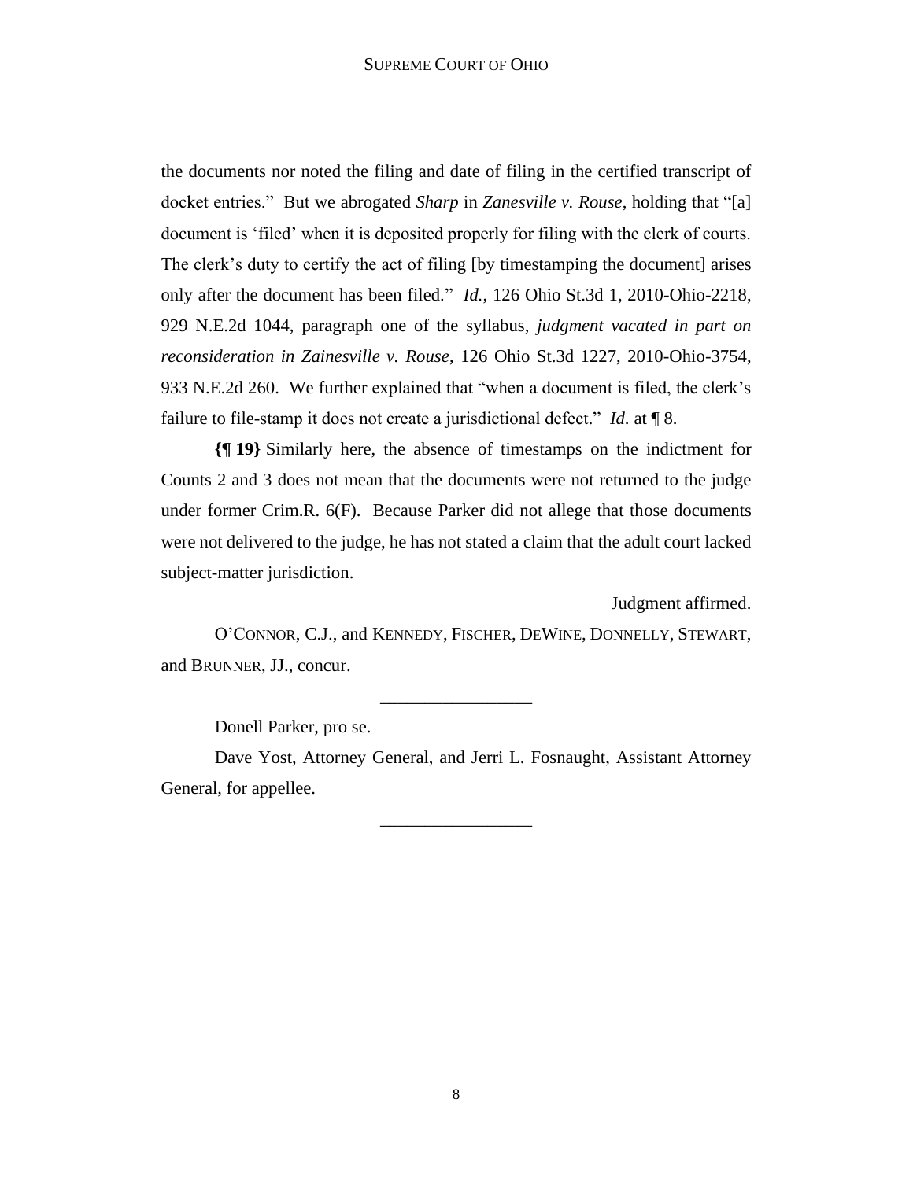the documents nor noted the filing and date of filing in the certified transcript of docket entries." But we abrogated *Sharp* in *Zanesville v. Rouse*, holding that "[a] document is 'filed' when it is deposited properly for filing with the clerk of courts. The clerk's duty to certify the act of filing [by timestamping the document] arises only after the document has been filed." *Id.*, 126 Ohio St.3d 1, 2010-Ohio-2218, 929 N.E.2d 1044, paragraph one of the syllabus, *judgment vacated in part on reconsideration in Zainesville v. Rouse*, 126 Ohio St.3d 1227, 2010-Ohio-3754, 933 N.E.2d 260. We further explained that "when a document is filed, the clerk's failure to file-stamp it does not create a jurisdictional defect." *Id.* at ¶ 8.

**{¶ 19}** Similarly here, the absence of timestamps on the indictment for Counts 2 and 3 does not mean that the documents were not returned to the judge under former Crim.R. 6(F). Because Parker did not allege that those documents were not delivered to the judge, he has not stated a claim that the adult court lacked subject-matter jurisdiction.

Judgment affirmed.

O'CONNOR, C.J., and KENNEDY, FISCHER, DEWINE, DONNELLY, STEWART, and BRUNNER, JJ., concur.

---

Donell Parker, pro se.

Dave Yost, Attorney General, and Jerri L. Fosnaught, Assistant Attorney General, for appellee.

---